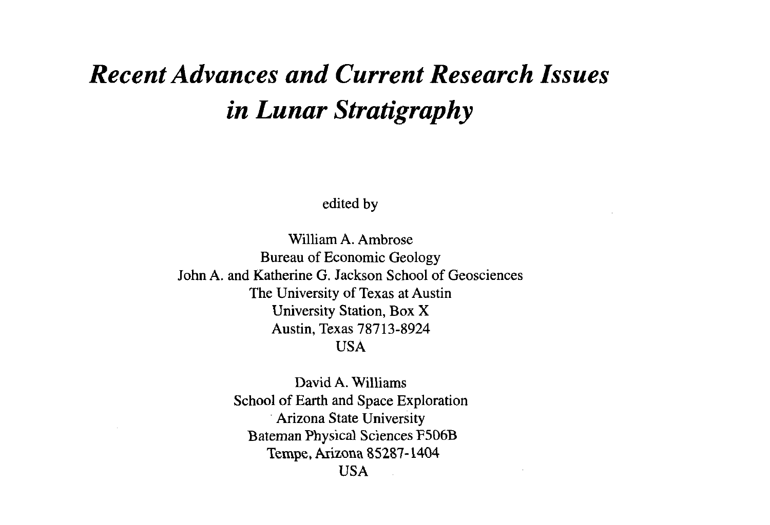# *Recent Advances and Current Research Issues in Lunar Stratigraphy*

edited by

William A. Ambrose
Bureau of Economic Geology
John A. and Katherine G. Jackson School of Geosciences
The University of Texas at Austin
University Station, Box X
Austin, Texas 78713-8924
USA

David A. Williams
School of Earth and Space Exploration
Arizona State University
Bateman Physical Sciences F506B
Tempe, Arizona 85287-1404
USA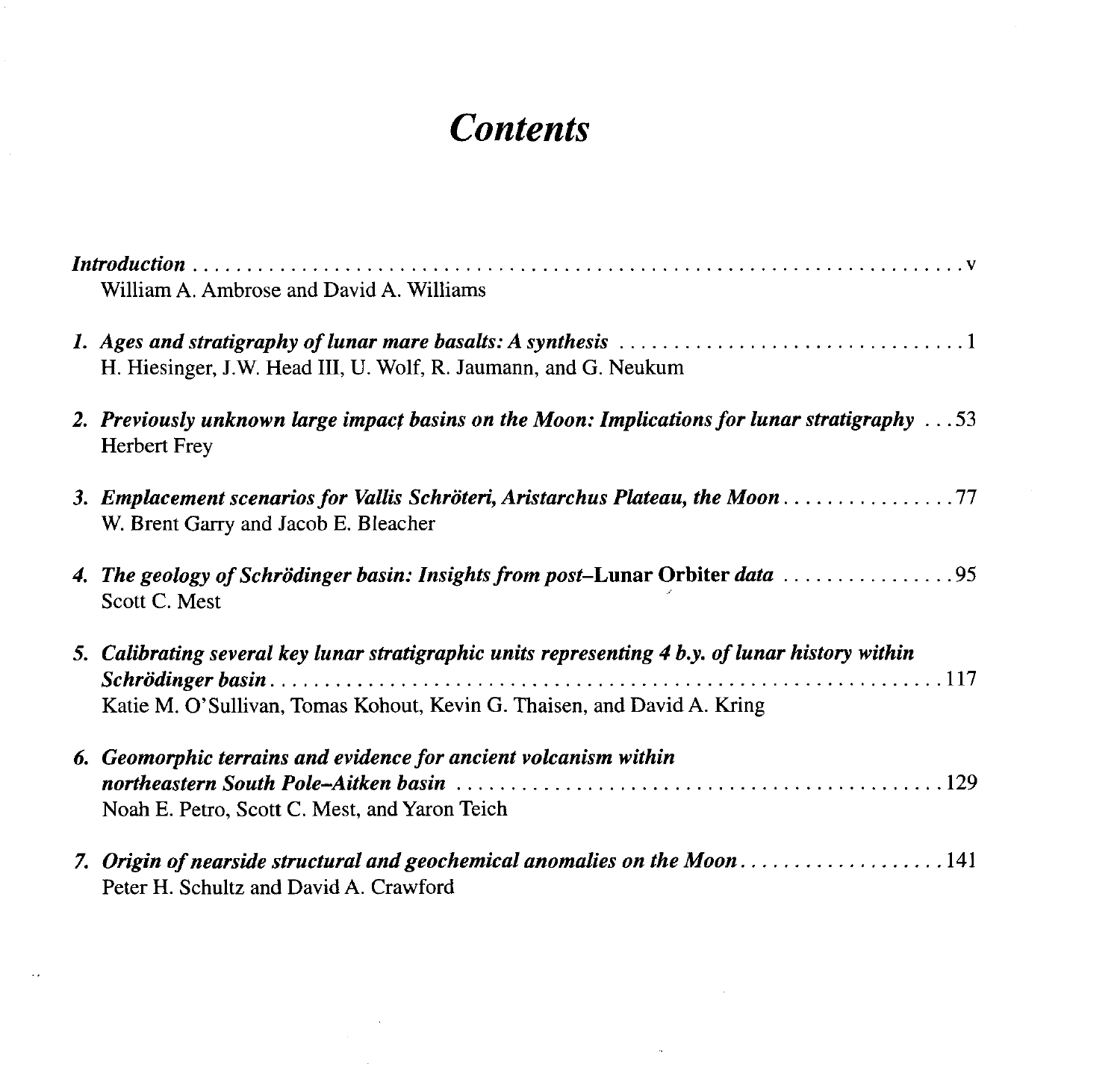# *Contents*

*Introduction* . . . . . . . . . . . . . . . . . . . . . . . . . . . . . . . . . . . . . . . . . . . . . . . . . . . . . . . . . . . . . . . . . . . . . . . . . . . v
William A. Ambrose and David A. Williams

1. ***Ages and stratigraphy of lunar mare basalts: A synthesis*** . . . . . . . . . . . . . . . . . . . . . . . . . . . . . . . . 1
H. Hiesinger, J.W. Head III, U. Wolf, R. Jaumann, and G. Neukum

2. ***Previously unknown large impact basins on the Moon: Implications for lunar stratigraphy*** . . . 53
Herbert Frey

3. ***Emplacement scenarios for Vallis Schröteri, Aristarchus Plateau, the Moon*** . . . . . . . . . . . . . . . . 77
W. Brent Garry and Jacob E. Bleacher

4. ***The geology of Schrödinger basin: Insights from post–*Lunar Orbiter** *data*** . . . . . . . . . . . . . . . . 95
Scott C. Mest

5. ***Calibrating several key lunar stratigraphic units representing 4 b.y. of lunar history within Schrödinger basin*** . . . . . . . . . . . . . . . . . . . . . . . . . . . . . . . . . . . . . . . . . . . . . . . . . . . . . . . . . 117
Katie M. O'Sullivan, Tomas Kohout, Kevin G. Thaisen, and David A. Kring

6. ***Geomorphic terrains and evidence for ancient volcanism within northeastern South Pole–Aitken basin*** . . . . . . . . . . . . . . . . . . . . . . . . . . . . . . . . . . . . . . . . . . . . . . 129
Noah E. Petro, Scott C. Mest, and Yaron Teich

7. ***Origin of nearside structural and geochemical anomalies on the Moon*** . . . . . . . . . . . . . . . . . . . 141
Peter H. Schultz and David A. Crawford